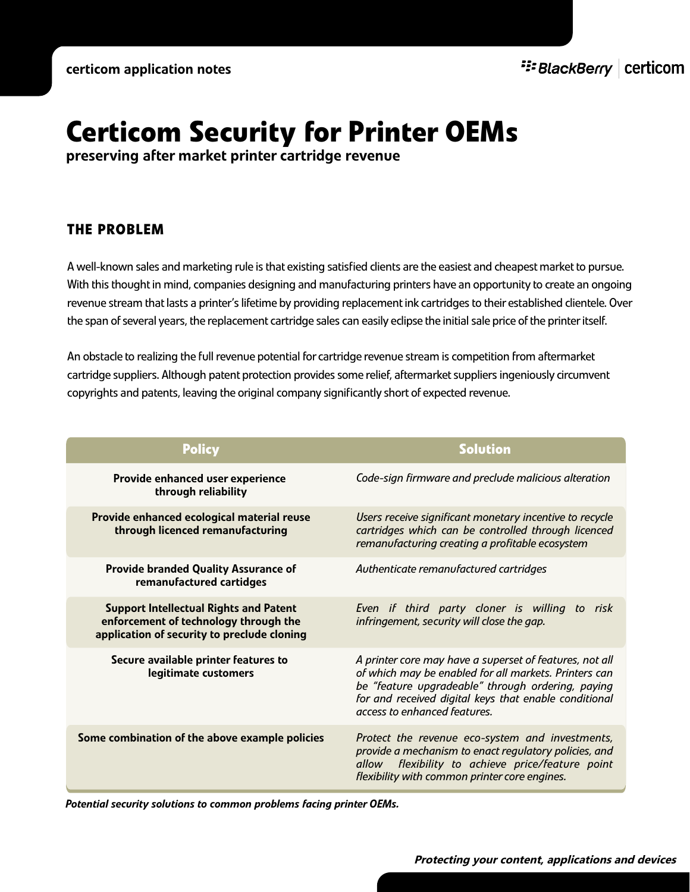# Certicom Security for Printer OEMs

**preserving after market printer cartridge revenue**

## THE PROBLEM

A well-known sales and marketing rule is that existing satisfied clients are the easiest and cheapest market to pursue. With this thought in mind, companies designing and manufacturing printers have an opportunity to create an ongoing revenue stream that lasts a printer's lifetime by providing replacement ink cartridges to their established clientele. Over the span of several years, the replacement cartridge sales can easily eclipse the initial sale price of the printer itself.

An obstacle to realizing the full revenue potential for cartridge revenue stream is competition from aftermarket cartridge suppliers. Although patent protection provides some relief, aftermarket suppliers ingeniously circumvent copyrights and patents, leaving the original company significantly short of expected revenue.

| Policy | Solution |
|---|---|
| **Provide enhanced user experience through reliability** | *Code-sign firmware and preclude malicious alteration* |
| **Provide enhanced ecological material reuse through licenced remanufacturing** | *Users receive significant monetary incentive to recycle cartridges which can be controlled through licenced remanufacturing creating a profitable ecosystem* |
| **Provide branded Quality Assurance of remanufactured cartidges** | *Authenticate remanufactured cartridges* |
| **Support Intellectual Rights and Patent enforcement of technology through the application of security to preclude cloning** | *Even if third party cloner is willing to risk infringement, security will close the gap.* |
| **Secure available printer features to legitimate customers** | *A printer core may have a superset of features, not all of which may be enabled for all markets. Printers can be "feature upgradeable" through ordering, paying for and received digital keys that enable conditional access to enhanced features.* |
| **Some combination of the above example policies** | *Protect the revenue eco-system and investments, provide a mechanism to enact regulatory policies, and allow flexibility to achieve price/feature point flexibility with common printer core engines.* |

***Potential security solutions to common problems facing printer OEMs.***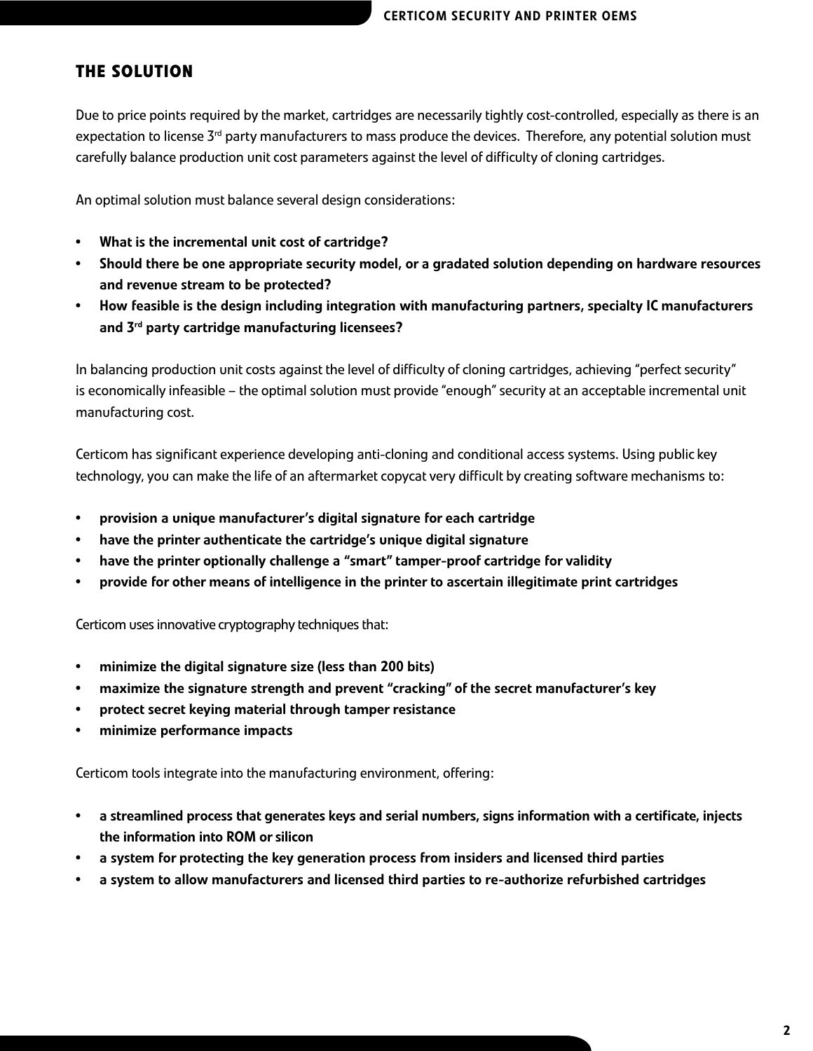## THE SOLUTION

Due to price points required by the market, cartridges are necessarily tightly cost-controlled, especially as there is an expectation to license 3rd party manufacturers to mass produce the devices. Therefore, any potential solution must carefully balance production unit cost parameters against the level of difficulty of cloning cartridges.

An optimal solution must balance several design considerations:

- **What is the incremental unit cost of cartridge?**
- **Should there be one appropriate security model, or a gradated solution depending on hardware resources and revenue stream to be protected?**
- **How feasible is the design including integration with manufacturing partners, specialty IC manufacturers and 3rd party cartridge manufacturing licensees?**

In balancing production unit costs against the level of difficulty of cloning cartridges, achieving "perfect security" is economically infeasible – the optimal solution must provide "enough" security at an acceptable incremental unit manufacturing cost.

Certicom has significant experience developing anti-cloning and conditional access systems. Using public key technology, you can make the life of an aftermarket copycat very difficult by creating software mechanisms to:

- **provision a unique manufacturer's digital signature for each cartridge**
- **have the printer authenticate the cartridge's unique digital signature**
- **have the printer optionally challenge a "smart" tamper-proof cartridge for validity**
- **provide for other means of intelligence in the printer to ascertain illegitimate print cartridges**

Certicom uses innovative cryptography techniques that:

- **minimize the digital signature size (less than 200 bits)**
- **maximize the signature strength and prevent "cracking" of the secret manufacturer's key**
- **protect secret keying material through tamper resistance**
- **minimize performance impacts**

Certicom tools integrate into the manufacturing environment, offering:

- **a streamlined process that generates keys and serial numbers, signs information with a certificate, injects the information into ROM or silicon**
- **a system for protecting the key generation process from insiders and licensed third parties**
- **a system to allow manufacturers and licensed third parties to re-authorize refurbished cartridges**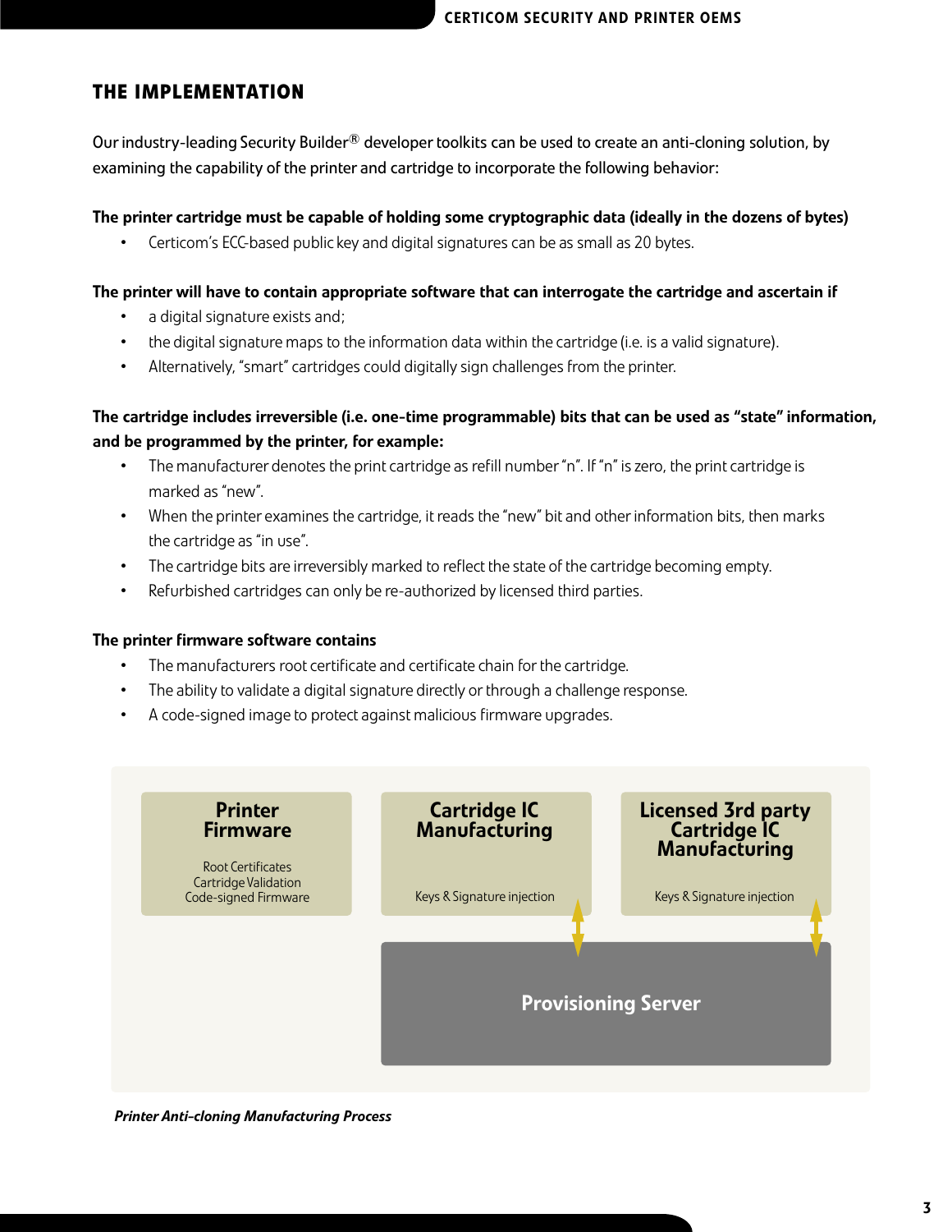## THE IMPLEMENTATION

Our industry-leading Security Builder® developer toolkits can be used to create an anti-cloning solution, by examining the capability of the printer and cartridge to incorporate the following behavior:

**The printer cartridge must be capable of holding some cryptographic data (ideally in the dozens of bytes)**

- Certicom's ECC-based public key and digital signatures can be as small as 20 bytes.

**The printer will have to contain appropriate software that can interrogate the cartridge and ascertain if**

- a digital signature exists and;
- the digital signature maps to the information data within the cartridge (i.e. is a valid signature).
- Alternatively, "smart" cartridges could digitally sign challenges from the printer.

**The cartridge includes irreversible (i.e. one-time programmable) bits that can be used as "state" information, and be programmed by the printer, for example:**

- The manufacturer denotes the print cartridge as refill number "n". If "n" is zero, the print cartridge is marked as "new".
- When the printer examines the cartridge, it reads the "new" bit and other information bits, then marks the cartridge as "in use".
- The cartridge bits are irreversibly marked to reflect the state of the cartridge becoming empty.
- Refurbished cartridges can only be re-authorized by licensed third parties.

**The printer firmware software contains**

- The manufacturers root certificate and certificate chain for the cartridge.
- The ability to validate a digital signature directly or through a challenge response.
- A code-signed image to protect against malicious firmware upgrades.

**Printer Firmware**
Root Certificates
Cartridge Validation
Code-signed Firmware

**Cartridge IC Manufacturing**
Keys & Signature injection

**Licensed 3rd party Cartridge IC Manufacturing**
Keys & Signature injection

**Provisioning Server**

***Printer Anti-cloning Manufacturing Process***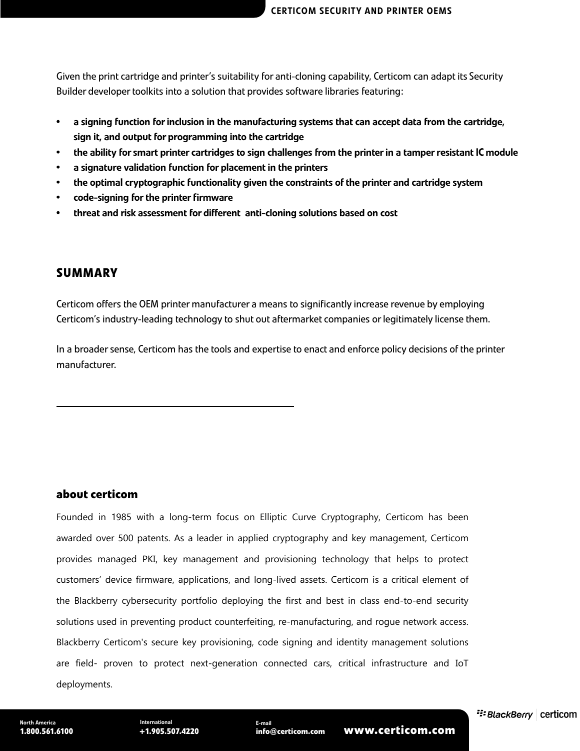Given the print cartridge and printer's suitability for anti-cloning capability, Certicom can adapt its Security Builder developer toolkits into a solution that provides software libraries featuring:

- **a signing function for inclusion in the manufacturing systems that can accept data from the cartridge, sign it, and output for programming into the cartridge**
- **the ability for smart printer cartridges to sign challenges from the printer in a tamper resistant IC module**
- **a signature validation function for placement in the printers**
- **the optimal cryptographic functionality given the constraints of the printer and cartridge system**
- **code-signing for the printer firmware**
- **threat and risk assessment for different anti-cloning solutions based on cost**

## SUMMARY

Certicom offers the OEM printer manufacturer a means to significantly increase revenue by employing Certicom's industry-leading technology to shut out aftermarket companies or legitimately license them.

In a broader sense, Certicom has the tools and expertise to enact and enforce policy decisions of the printer manufacturer.

---

## about certicom

Founded in 1985 with a long-term focus on Elliptic Curve Cryptography, Certicom has been awarded over 500 patents. As a leader in applied cryptography and key management, Certicom provides managed PKI, key management and provisioning technology that helps to protect customers' device firmware, applications, and long-lived assets. Certicom is a critical element of the Blackberry cybersecurity portfolio deploying the first and best in class end-to-end security solutions used in preventing product counterfeiting, re-manufacturing, and rogue network access. Blackberry Certicom's secure key provisioning, code signing and identity management solutions are field- proven to protect next-generation connected cars, critical infrastructure and IoT deployments.

North America
**1.800.561.6100**

International
**+1.905.507.4220**

E-mail
**info@certicom.com**

**www.certicom.com**